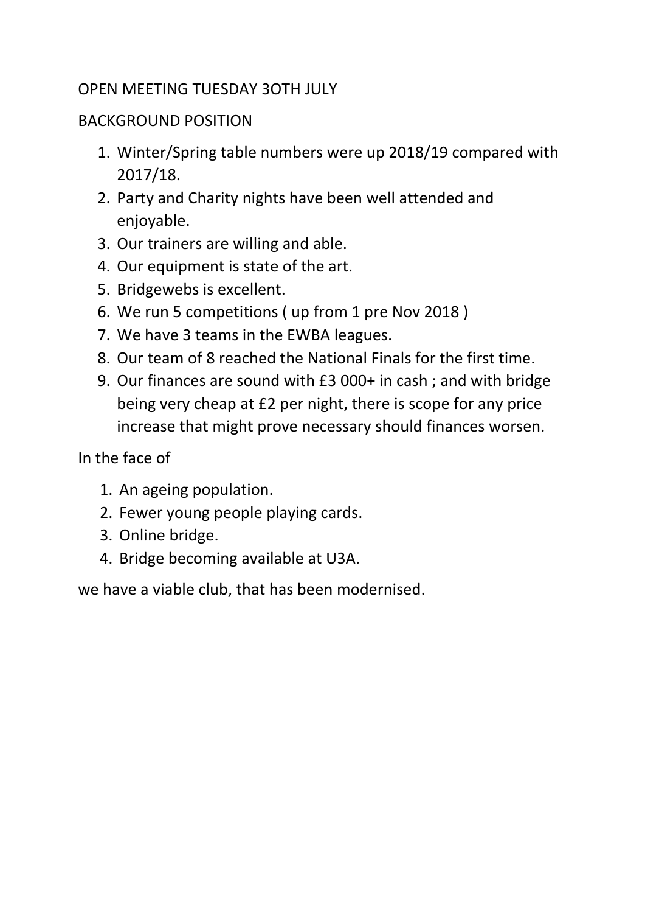OPEN MEETING TUESDAY 3OTH JULY

BACKGROUND POSITION

1. Winter/Spring table numbers were up 2018/19 compared with 2017/18.
2. Party and Charity nights have been well attended and enjoyable.
3. Our trainers are willing and able.
4. Our equipment is state of the art.
5. Bridgewebs is excellent.
6. We run 5 competitions ( up from 1 pre Nov 2018 )
7. We have 3 teams in the EWBA leagues.
8. Our team of 8 reached the National Finals for the first time.
9. Our finances are sound with £3 000+ in cash ; and with bridge being very cheap at £2 per night, there is scope for any price increase that might prove necessary should finances worsen.

In the face of

1. An ageing population.
2. Fewer young people playing cards.
3. Online bridge.
4. Bridge becoming available at U3A.

we have a viable club, that has been modernised.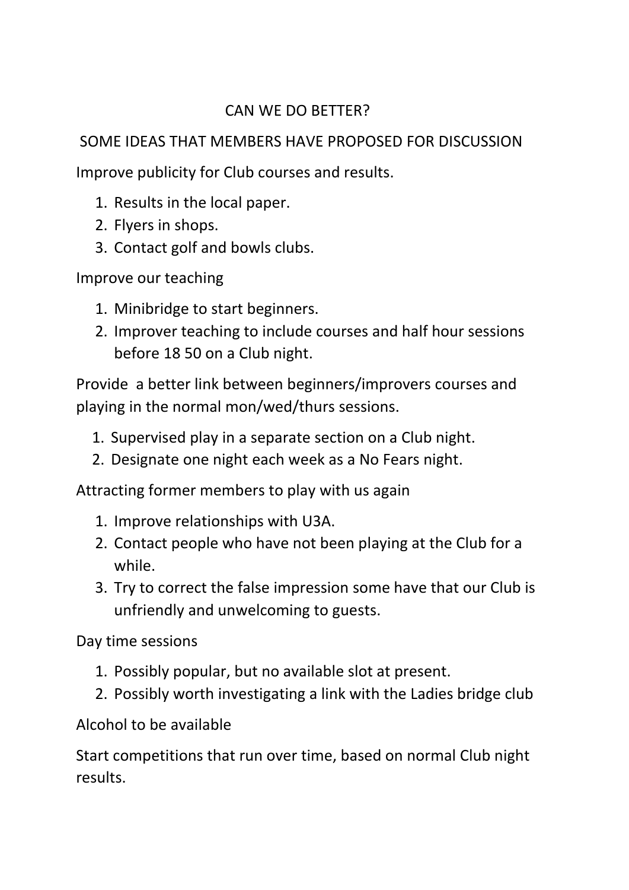# CAN WE DO BETTER?

## SOME IDEAS THAT MEMBERS HAVE PROPOSED FOR DISCUSSION

Improve publicity for Club courses and results.

1. Results in the local paper.
2. Flyers in shops.
3. Contact golf and bowls clubs.

Improve our teaching

1. Minibridge to start beginners.
2. Improver teaching to include courses and half hour sessions before 18 50 on a Club night.

Provide a better link between beginners/improvers courses and playing in the normal mon/wed/thurs sessions.

1. Supervised play in a separate section on a Club night.
2. Designate one night each week as a No Fears night.

Attracting former members to play with us again

1. Improve relationships with U3A.
2. Contact people who have not been playing at the Club for a while.
3. Try to correct the false impression some have that our Club is unfriendly and unwelcoming to guests.

Day time sessions

1. Possibly popular, but no available slot at present.
2. Possibly worth investigating a link with the Ladies bridge club

Alcohol to be available

Start competitions that run over time, based on normal Club night results.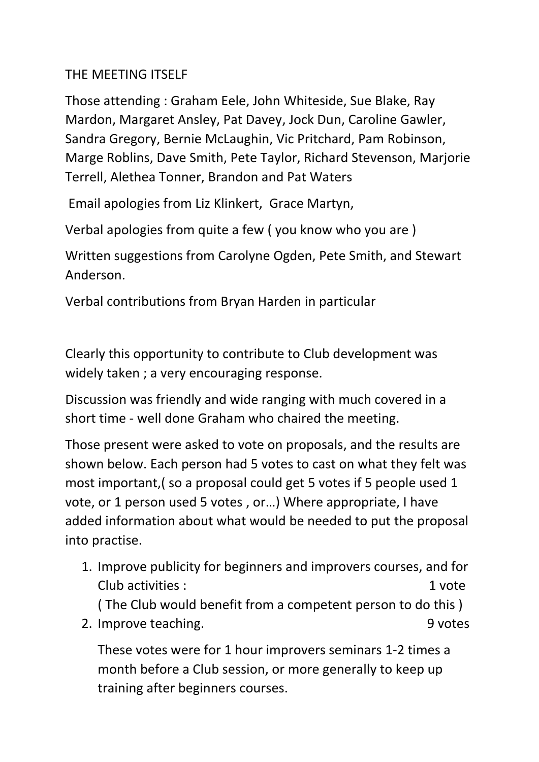THE MEETING ITSELF

Those attending : Graham Eele, John Whiteside, Sue Blake, Ray Mardon, Margaret Ansley, Pat Davey, Jock Dun, Caroline Gawler, Sandra Gregory, Bernie McLaughin, Vic Pritchard, Pam Robinson, Marge Roblins, Dave Smith, Pete Taylor, Richard Stevenson, Marjorie Terrell, Alethea Tonner, Brandon and Pat Waters

Email apologies from Liz Klinkert, Grace Martyn,

Verbal apologies from quite a few ( you know who you are )

Written suggestions from Carolyne Ogden, Pete Smith, and Stewart Anderson.

Verbal contributions from Bryan Harden in particular

Clearly this opportunity to contribute to Club development was widely taken ; a very encouraging response.

Discussion was friendly and wide ranging with much covered in a short time - well done Graham who chaired the meeting.

Those present were asked to vote on proposals, and the results are shown below. Each person had 5 votes to cast on what they felt was most important,( so a proposal could get 5 votes if 5 people used 1 vote, or 1 person used 5 votes , or…) Where appropriate, I have added information about what would be needed to put the proposal into practise.

1. Improve publicity for beginners and improvers courses, and for Club activities : 1 vote
   ( The Club would benefit from a competent person to do this )
2. Improve teaching. 9 votes

   These votes were for 1 hour improvers seminars 1-2 times a month before a Club session, or more generally to keep up training after beginners courses.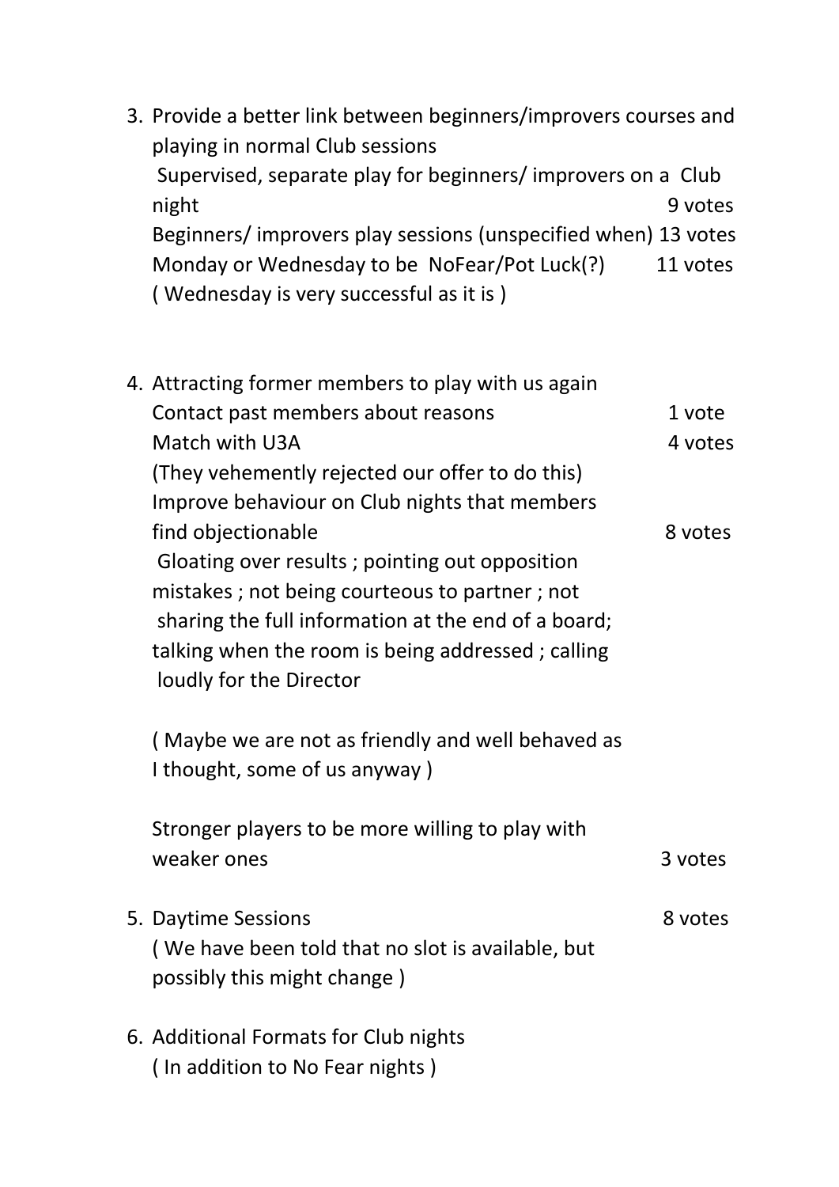3. Provide a better link between beginners/improvers courses and playing in normal Club sessions
   Supervised, separate play for beginners/ improvers on a Club night 9 votes
   Beginners/ improvers play sessions (unspecified when) 13 votes
   Monday or Wednesday to be NoFear/Pot Luck(?) 11 votes
   ( Wednesday is very successful as it is )

4. Attracting former members to play with us again
   Contact past members about reasons 1 vote
   Match with U3A 4 votes
   (They vehemently rejected our offer to do this)
   Improve behaviour on Club nights that members find objectionable 8 votes
   Gloating over results ; pointing out opposition mistakes ; not being courteous to partner ; not sharing the full information at the end of a board; talking when the room is being addressed ; calling loudly for the Director

   ( Maybe we are not as friendly and well behaved as I thought, some of us anyway )

   Stronger players to be more willing to play with weaker ones 3 votes

5. Daytime Sessions 8 votes
   ( We have been told that no slot is available, but possibly this might change )

6. Additional Formats for Club nights
   ( In addition to No Fear nights )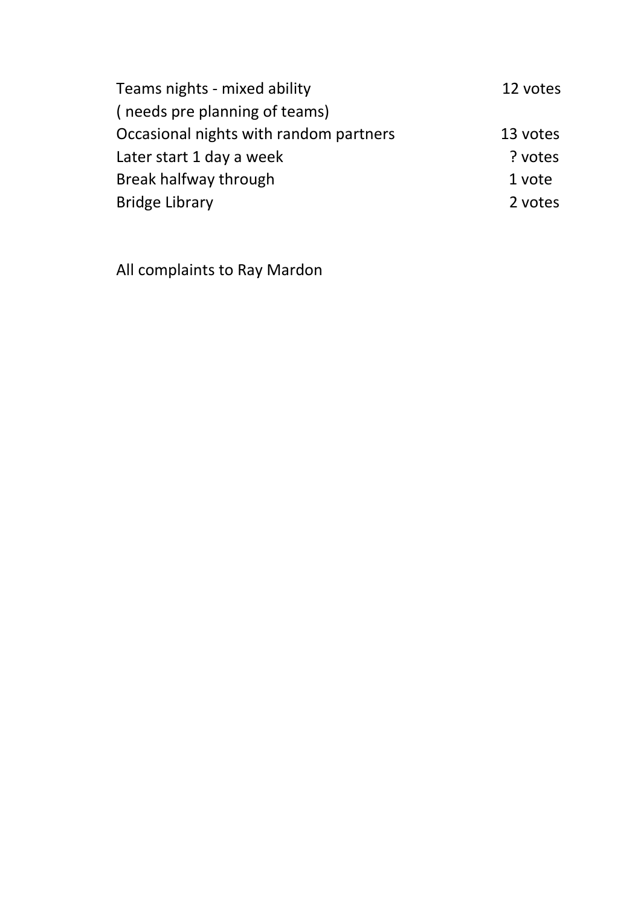| | |
|---|---|
| Teams nights - mixed ability ( needs pre planning of teams) | 12 votes |
| Occasional nights with random partners | 13 votes |
| Later start 1 day a week | ? votes |
| Break halfway through | 1 vote |
| Bridge Library | 2 votes |

All complaints to Ray Mardon